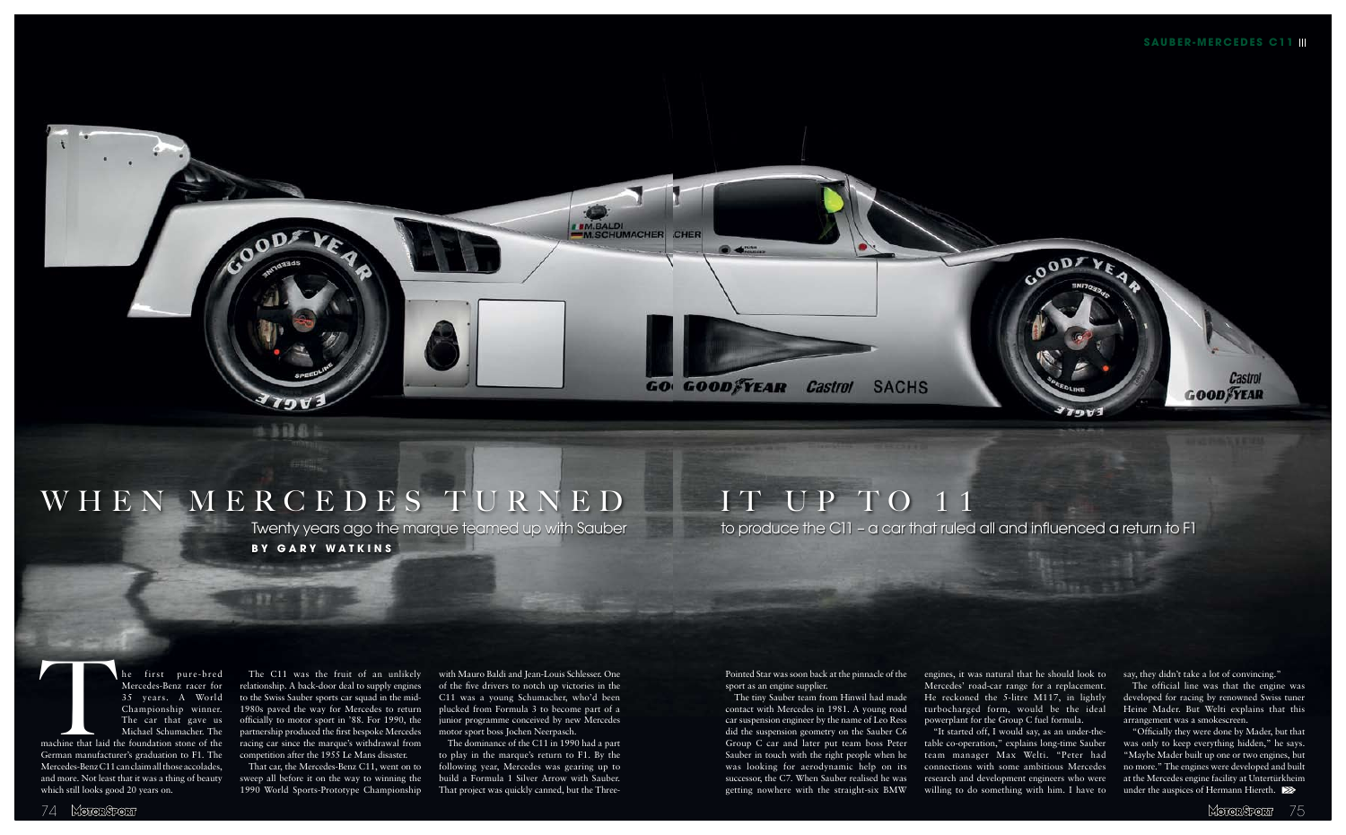# WHEN MERCEDES TURNED IT UP TO 11

Twenty years ago the marque teamed up with Sauber to produce the C11 – a car that ruled all and influenced a return to F1

**BY GARY WATKINS**

The first pure-bred Mercedes-Benz racer for 35 years. A World Championship winner. The car that gave us Michael Schumacher. The machine that laid the foundation stone of the German manufacturer's graduation to F1. The Mercedes-Benz C11 can claim all those accolades, and more. Not least that it was a thing of beauty which still looks good 20 years on.

The C11 was the fruit of an unlikely relationship. A back-door deal to supply engines to the Swiss Sauber sports car squad in the mid-1980s paved the way for Mercedes to return officially to motor sport in '88. For 1990, the partnership produced the first bespoke Mercedes racing car since the marque's withdrawal from competition after the 1955 Le Mans disaster.

That car, the Mercedes-Benz C11, went on to sweep all before it on the way to winning the 1990 World Sports-Prototype Championship with Mauro Baldi and Jean-Louis Schlesser. One of the five drivers to notch up victories in the C11 was a young Schumacher, who'd been plucked from Formula 3 to become part of a junior programme conceived by new Mercedes motor sport boss Jochen Neerpasch.

The dominance of the C11 in 1990 had a part to play in the marque's return to F1. By the following year, Mercedes was gearing up to build a Formula 1 Silver Arrow with Sauber. That project was quickly canned, but the Three-Pointed Star was soon back at the pinnacle of the sport as an engine supplier.

The tiny Sauber team from Hinwil had made contact with Mercedes in 1981. A young road car suspension engineer by the name of Leo Ress did the suspension geometry on the Sauber C6 Group C car and later put team boss Peter Sauber in touch with the right people when he was looking for aerodynamic help on its successor, the C7. When Sauber realised he was getting nowhere with the straight-six BMW engines, it was natural that he should look to Mercedes' road-car range for a replacement. He reckoned the 5-litre M117, in lightly turbocharged form, would be the ideal powerplant for the Group C fuel formula.

"It started off, I would say, as an under-the-table co-operation," explains long-time Sauber team manager Max Welti. "Peter had connections with some ambitious Mercedes research and development engineers who were willing to do something with him. I have to say, they didn't take a lot of convincing."

The official line was that the engine was developed for racing by renowned Swiss tuner Heine Mader. But Welti explains that this arrangement was a smokescreen.

"Officially they were done by Mader, but that was only to keep everything hidden," he says. "Maybe Mader built up one or two engines, but no more." The engines were developed and built at the Mercedes engine facility at Untertürkheim under the auspices of Hermann Hiereth.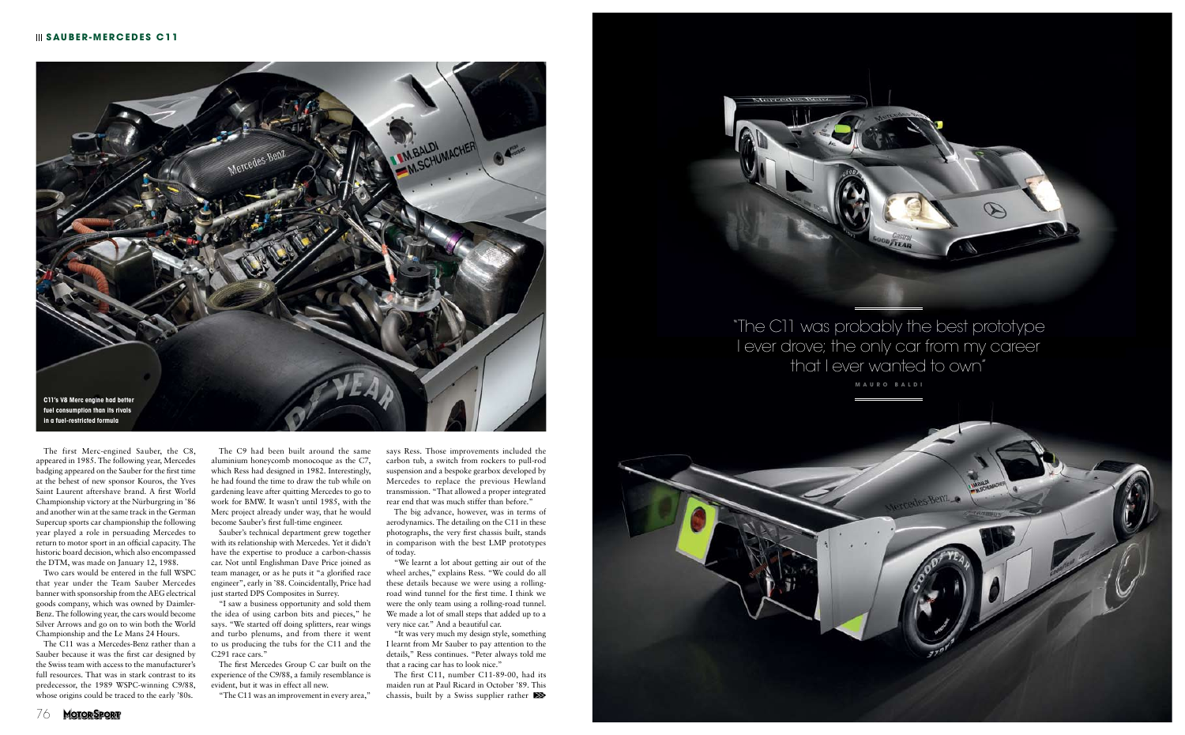C11's V8 Merc engine had better fuel consumption than its rivals in a fuel-restricted formula

The first Merc-engined Sauber, the C8, appeared in 1985. The following year, Mercedes badging appeared on the Sauber for the first time at the behest of new sponsor Kouros, the Yves Saint Laurent aftershave brand. A first World Championship victory at the Nürburgring in '86 and another win at the same track in the German Supercup sports car championship the following year played a role in persuading Mercedes to return to motor sport in an official capacity. The historic board decision, which also encompassed the DTM, was made on January 12, 1988.

Two cars would be entered in the full WSPC that year under the Team Sauber Mercedes banner with sponsorship from the AEG electrical goods company, which was owned by Daimler-Benz. The following year, the cars would become Silver Arrows and go on to win both the World Championship and the Le Mans 24 Hours.

The C11 was a Mercedes-Benz rather than a Sauber because it was the first car designed by the Swiss team with access to the manufacturer's full resources. That was in stark contrast to its predecessor, the 1989 WSPC-winning C9/88, whose origins could be traced to the early '80s.

The C9 had been built around the same aluminium honeycomb monocoque as the C7, which Ress had designed in 1982. Interestingly, he had found the time to draw the tub while on gardening leave after quitting Mercedes to go to work for BMW. It wasn't until 1985, with the Merc project already under way, that he would become Sauber's first full-time engineer.

Sauber's technical department grew together with its relationship with Mercedes. Yet it didn't have the expertise to produce a carbon-chassis car. Not until Englishman Dave Price joined as team manager, or as he puts it "a glorified race engineer", early in '88. Coincidentally, Price had just started DPS Composites in Surrey.

"I saw a business opportunity and sold them the idea of using carbon bits and pieces," he says. "We started off doing splitters, rear wings and turbo plenums, and from there it went to us producing the tubs for the C11 and the C291 race cars."

The first Mercedes Group C car built on the experience of the C9/88, a family resemblance is evident, but it was in effect all new.

"The C11 was an improvement in every area," says Ress. Those improvements included the carbon tub, a switch from rockers to pull-rod suspension and a bespoke gearbox developed by Mercedes to replace the previous Hewland transmission. "That allowed a proper integrated rear end that was much stiffer than before."

The big advance, however, was in terms of aerodynamics. The detailing on the C11 in these photographs, the very first chassis built, stands in comparison with the best LMP prototypes of today.

"We learnt a lot about getting air out of the wheel arches," explains Ress. "We could do all these details because we were using a rolling-road wind tunnel for the first time. I think we were the only team using a rolling-road tunnel. We made a lot of small steps that added up to a very nice car." And a beautiful car.

"It was very much my design style, something I learnt from Mr Sauber to pay attention to the details," Ress continues. "Peter always told me that a racing car has to look nice."

The first C11, number C11-89-00, had its maiden run at Paul Ricard in October '89. This chassis, built by a Swiss supplier rather

> "The C11 was probably the best prototype I ever drove; the only car from my career that I ever wanted to own"
>
> MAURO BALDI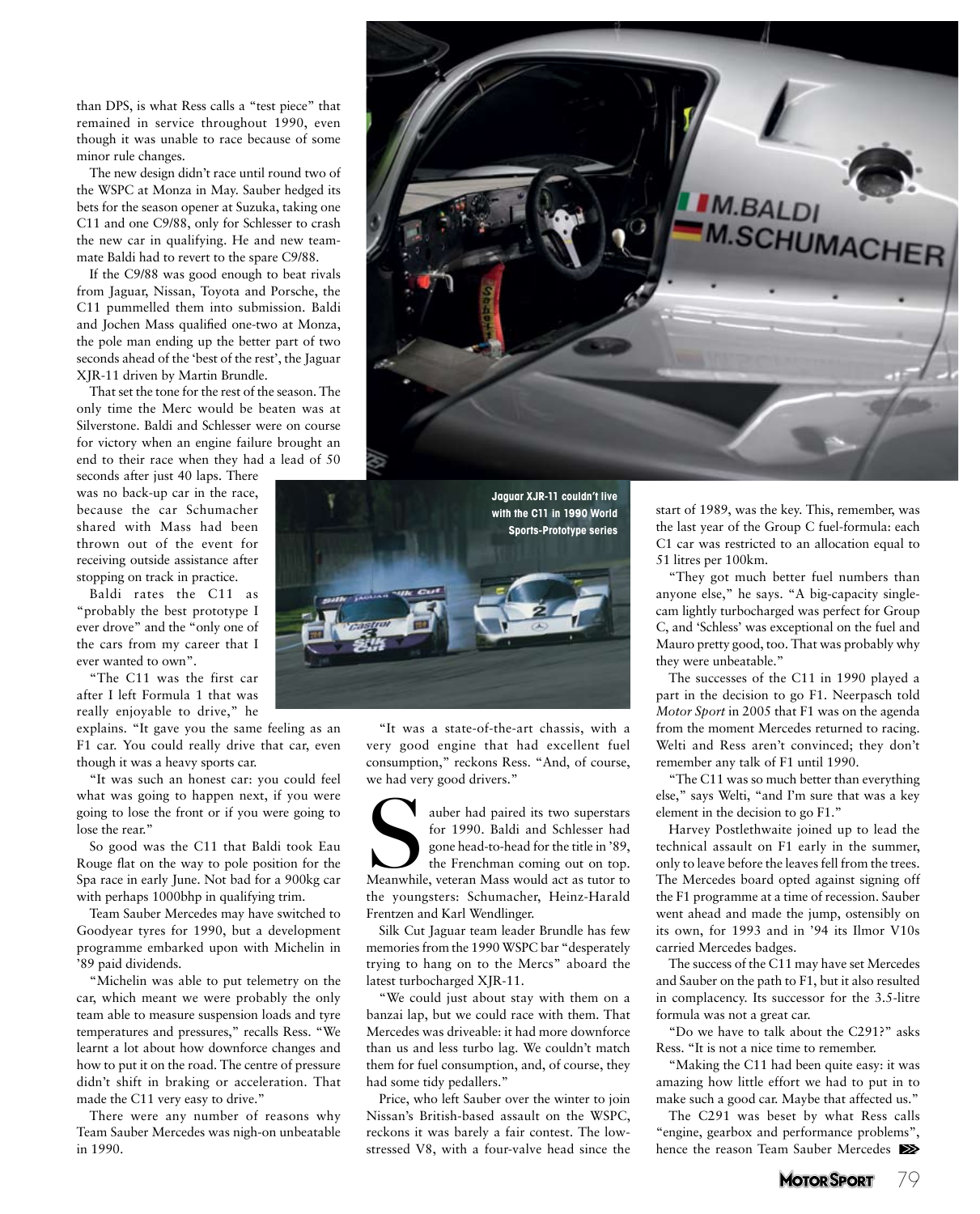than DPS, is what Ress calls a "test piece" that remained in service throughout 1990, even though it was unable to race because of some minor rule changes.

The new design didn't race until round two of the WSPC at Monza in May. Sauber hedged its bets for the season opener at Suzuka, taking one C11 and one C9/88, only for Schlesser to crash the new car in qualifying. He and new teammate Baldi had to revert to the spare C9/88.

If the C9/88 was good enough to beat rivals from Jaguar, Nissan, Toyota and Porsche, the C11 pummelled them into submission. Baldi and Jochen Mass qualified one-two at Monza, the pole man ending up the better part of two seconds ahead of the 'best of the rest', the Jaguar XJR-11 driven by Martin Brundle.

That set the tone for the rest of the season. The only time the Merc would be beaten was at Silverstone. Baldi and Schlesser were on course for victory when an engine failure brought an end to their race when they had a lead of 50 seconds after just 40 laps. There was no back-up car in the race, because the car Schumacher shared with Mass had been thrown out of the event for receiving outside assistance after stopping on track in practice.

Baldi rates the C11 as "probably the best prototype I ever drove" and the "only one of the cars from my career that I ever wanted to own".

"The C11 was the first car after I left Formula 1 that was really enjoyable to drive," he explains. "It gave you the same feeling as an F1 car. You could really drive that car, even though it was a heavy sports car.

"It was such an honest car: you could feel what was going to happen next, if you were going to lose the front or if you were going to lose the rear."

So good was the C11 that Baldi took Eau Rouge flat on the way to pole position for the Spa race in early June. Not bad for a 900kg car with perhaps 1000bhp in qualifying trim.

Team Sauber Mercedes may have switched to Goodyear tyres for 1990, but a development programme embarked upon with Michelin in '89 paid dividends.

"Michelin was able to put telemetry on the car, which meant we were probably the only team able to measure suspension loads and tyre temperatures and pressures," recalls Ress. "We learnt a lot about how downforce changes and how to put it on the road. The centre of pressure didn't shift in braking or acceleration. That made the C11 very easy to drive."

There were any number of reasons why Team Sauber Mercedes was nigh-on unbeatable in 1990.

Jaguar XJR-11 couldn't live with the C11 in 1990 World Sports-Prototype series

"It was a state-of-the-art chassis, with a very good engine that had excellent fuel consumption," reckons Ress. "And, of course, we had very good drivers."

Sauber had paired its two superstars for 1990. Baldi and Schlesser had gone head-to-head for the title in '89, the Frenchman coming out on top. Meanwhile, veteran Mass would act as tutor to the youngsters: Schumacher, Heinz-Harald Frentzen and Karl Wendlinger.

Silk Cut Jaguar team leader Brundle has few memories from the 1990 WSPC bar "desperately trying to hang on to the Mercs" aboard the latest turbocharged XJR-11.

"We could just about stay with them on a banzai lap, but we could race with them. That Mercedes was driveable: it had more downforce than us and less turbo lag. We couldn't match them for fuel consumption, and, of course, they had some tidy pedallers."

Price, who left Sauber over the winter to join Nissan's British-based assault on the WSPC, reckons it was barely a fair contest. The low-stressed V8, with a four-valve head since the start of 1989, was the key. This, remember, was the last year of the Group C fuel-formula: each C1 car was restricted to an allocation equal to 51 litres per 100km.

"They got much better fuel numbers than anyone else," he says. "A big-capacity single-cam lightly turbocharged was perfect for Group C, and 'Schless' was exceptional on the fuel and Mauro pretty good, too. That was probably why they were unbeatable."

The successes of the C11 in 1990 played a part in the decision to go F1. Neerpasch told *Motor Sport* in 2005 that F1 was on the agenda from the moment Mercedes returned to racing. Welti and Ress aren't convinced; they don't remember any talk of F1 until 1990.

"The C11 was so much better than everything else," says Welti, "and I'm sure that was a key element in the decision to go F1."

Harvey Postlethwaite joined up to lead the technical assault on F1 early in the summer, only to leave before the leaves fell from the trees. The Mercedes board opted against signing off the F1 programme at a time of recession. Sauber went ahead and made the jump, ostensibly on its own, for 1993 and in '94 its Ilmor V10s carried Mercedes badges.

The success of the C11 may have set Mercedes and Sauber on the path to F1, but it also resulted in complacency. Its successor for the 3.5-litre formula was not a great car.

"Do we have to talk about the C291?" asks Ress. "It is not a nice time to remember.

"Making the C11 had been quite easy: it was amazing how little effort we had to put in to make such a good car. Maybe that affected us."

The C291 was beset by what Ress calls "engine, gearbox and performance problems", hence the reason Team Sauber Mercedes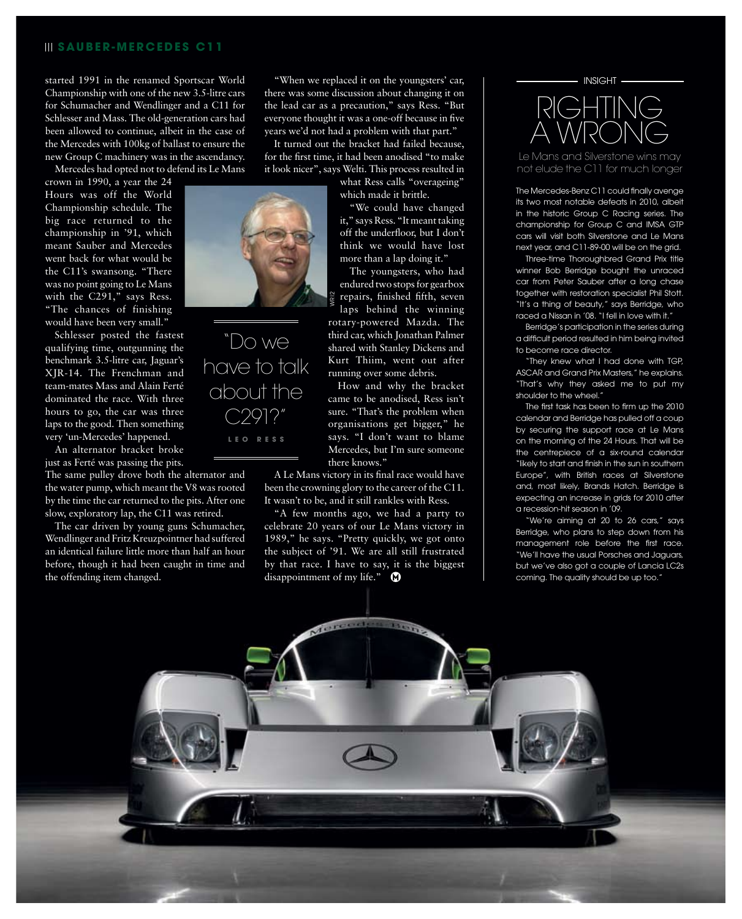started 1991 in the renamed Sportscar World Championship with one of the new 3.5-litre cars for Schumacher and Wendlinger and a C11 for Schlesser and Mass. The old-generation cars had been allowed to continue, albeit in the case of the Mercedes with 100kg of ballast to ensure the new Group C machinery was in the ascendancy.

Mercedes had opted not to defend its Le Mans crown in 1990, a year the 24 Hours was off the World Championship schedule. The big race returned to the championship in '91, which meant Sauber and Mercedes went back for what would be the C11's swansong. "There was no point going to Le Mans with the C291," says Ress. "The chances of finishing would have been very small."

Schlesser posted the fastest qualifying time, outgunning the benchmark 3.5-litre car, Jaguar's XJR-14. The Frenchman and team-mates Mass and Alain Ferté dominated the race. With three hours to go, the car was three laps to the good. Then something very 'un-Mercedes' happened.

An alternator bracket broke just as Ferté was passing the pits. The same pulley drove both the alternator and the water pump, which meant the V8 was rooted by the time the car returned to the pits. After one slow, exploratory lap, the C11 was retired.

The car driven by young guns Schumacher, Wendlinger and Fritz Kreuzpointner had suffered an identical failure little more than half an hour before, though it had been caught in time and the offending item changed.

> "Do we have to talk about the C291?"
>
> LEO RESS

"When we replaced it on the youngsters' car, there was some discussion about changing it on the lead car as a precaution," says Ress. "But everyone thought it was a one-off because in five years we'd not had a problem with that part."

It turned out the bracket had failed because, for the first time, it had been anodised "to make it look nicer", says Welti. This process resulted in what Ress calls "overageing" which made it brittle.

"We could have changed it," says Ress. "It meant taking off the underfloor, but I don't think we would have lost more than a lap doing it."

The youngsters, who had endured two stops for gearbox repairs, finished fifth, seven laps behind the winning rotary-powered Mazda. The third car, which Jonathan Palmer shared with Stanley Dickens and Kurt Thiim, went out after running over some debris.

How and why the bracket came to be anodised, Ress isn't sure. "That's the problem when organisations get bigger," he says. "I don't want to blame Mercedes, but I'm sure someone there knows."

A Le Mans victory in its final race would have been the crowning glory to the career of the C11. It wasn't to be, and it still rankles with Ress.

"A few months ago, we had a party to celebrate 20 years of our Le Mans victory in 1989," he says. "Pretty quickly, we got onto the subject of '91. We are all still frustrated by that race. I have to say, it is the biggest disappointment of my life."

INSIGHT

## RIGHTING A WRONG

Le Mans and Silverstone wins may not elude the C11 for much longer

The Mercedes-Benz C11 could finally avenge its two most notable defeats in 2010, albeit in the historic Group C Racing series. The championship for Group C and IMSA GTP cars will visit both Silverstone and Le Mans next year, and C11-89-00 will be on the grid.

Three-time Thoroughbred Grand Prix title winner Bob Berridge bought the unraced car from Peter Sauber after a long chase together with restoration specialist Phil Stott. "It's a thing of beauty," says Berridge, who raced a Nissan in '08. "I fell in love with it."

Berridge's participation in the series during a difficult period resulted in him being invited to become race director.

"They knew what I had done with TGP, ASCAR and Grand Prix Masters," he explains. "That's why they asked me to put my shoulder to the wheel."

The first task has been to firm up the 2010 calendar and Berridge has pulled off a coup by securing the support race at Le Mans on the morning of the 24 Hours. That will be the centrepiece of a six-round calendar "likely to start and finish in the sun in southern Europe", with British races at Silverstone and, most likely, Brands Hatch. Berridge is expecting an increase in grids for 2010 after a recession-hit season in '09.

"We're aiming at 20 to 26 cars," says Berridge, who plans to step down from his management role before the first race. "We'll have the usual Porsches and Jaguars, but we've also got a couple of Lancia LC2s coming. The quality should be up too."